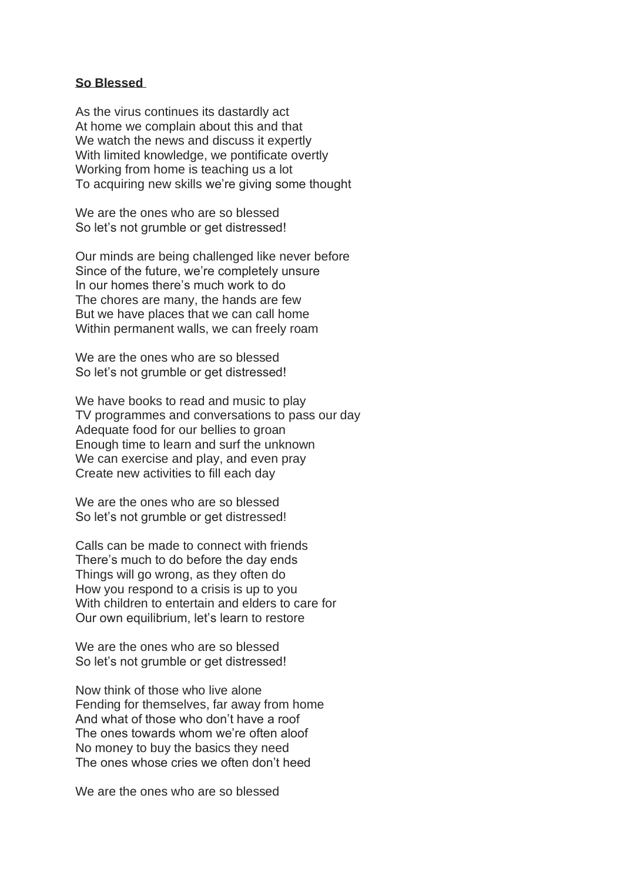**So Blessed**

As the virus continues its dastardly act
At home we complain about this and that
We watch the news and discuss it expertly
With limited knowledge, we pontificate overtly
Working from home is teaching us a lot
To acquiring new skills we're giving some thought

We are the ones who are so blessed
So let's not grumble or get distressed!

Our minds are being challenged like never before
Since of the future, we're completely unsure
In our homes there's much work to do
The chores are many, the hands are few
But we have places that we can call home
Within permanent walls, we can freely roam

We are the ones who are so blessed
So let's not grumble or get distressed!

We have books to read and music to play
TV programmes and conversations to pass our day
Adequate food for our bellies to groan
Enough time to learn and surf the unknown
We can exercise and play, and even pray
Create new activities to fill each day

We are the ones who are so blessed
So let's not grumble or get distressed!

Calls can be made to connect with friends
There's much to do before the day ends
Things will go wrong, as they often do
How you respond to a crisis is up to you
With children to entertain and elders to care for
Our own equilibrium, let's learn to restore

We are the ones who are so blessed
So let's not grumble or get distressed!

Now think of those who live alone
Fending for themselves, far away from home
And what of those who don't have a roof
The ones towards whom we're often aloof
No money to buy the basics they need
The ones whose cries we often don't heed

We are the ones who are so blessed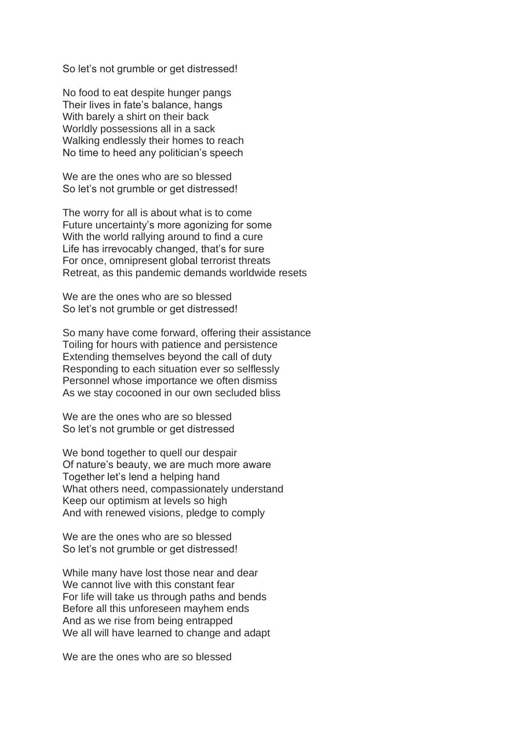So let’s not grumble or get distressed!

No food to eat despite hunger pangs
Their lives in fate’s balance, hangs
With barely a shirt on their back
Worldly possessions all in a sack
Walking endlessly their homes to reach
No time to heed any politician’s speech

We are the ones who are so blessed
So let’s not grumble or get distressed!

The worry for all is about what is to come
Future uncertainty’s more agonizing for some
With the world rallying around to find a cure
Life has irrevocably changed, that’s for sure
For once, omnipresent global terrorist threats
Retreat, as this pandemic demands worldwide resets

We are the ones who are so blessed
So let’s not grumble or get distressed!

So many have come forward, offering their assistance
Toiling for hours with patience and persistence
Extending themselves beyond the call of duty
Responding to each situation ever so selflessly
Personnel whose importance we often dismiss
As we stay cocooned in our own secluded bliss

We are the ones who are so blessed
So let’s not grumble or get distressed

We bond together to quell our despair
Of nature’s beauty, we are much more aware
Together let’s lend a helping hand
What others need, compassionately understand
Keep our optimism at levels so high
And with renewed visions, pledge to comply

We are the ones who are so blessed
So let’s not grumble or get distressed!

While many have lost those near and dear
We cannot live with this constant fear
For life will take us through paths and bends
Before all this unforeseen mayhem ends
And as we rise from being entrapped
We all will have learned to change and adapt

We are the ones who are so blessed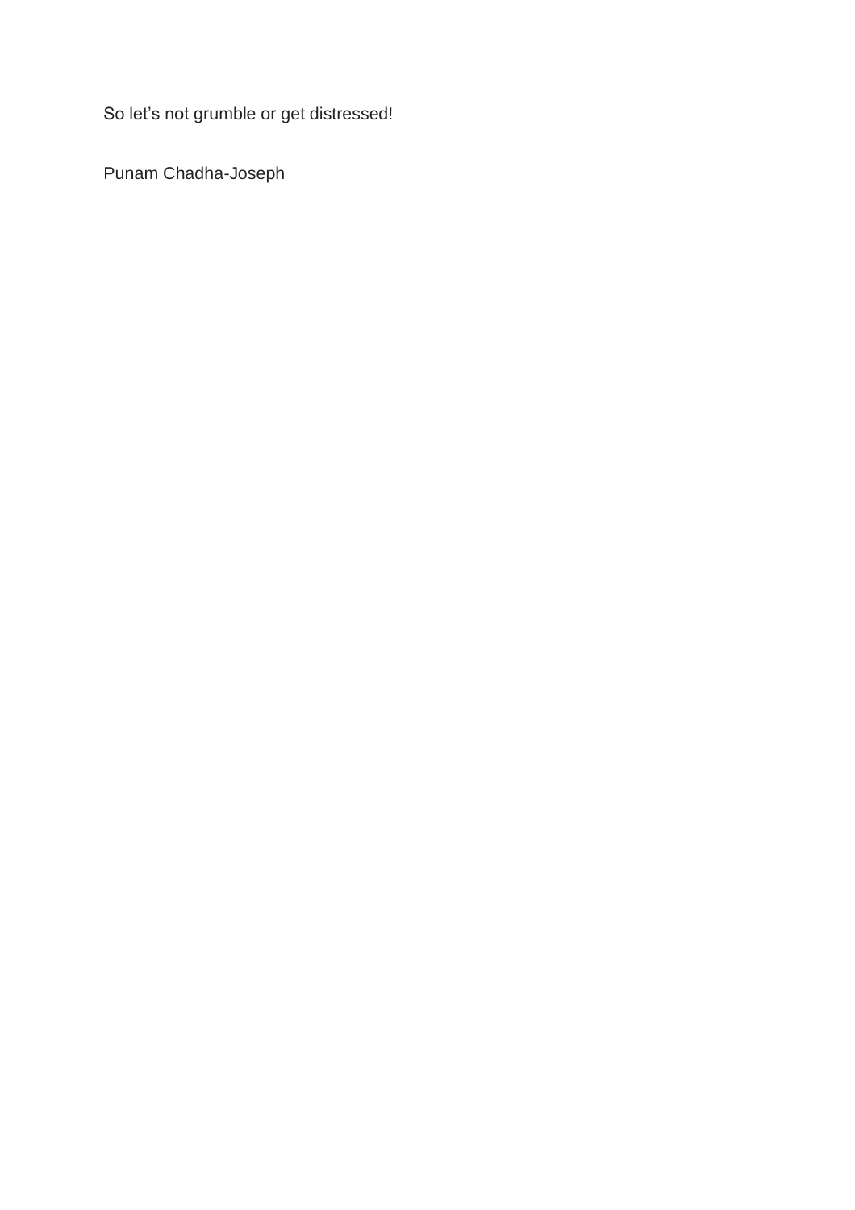So let’s not grumble or get distressed!

Punam Chadha-Joseph